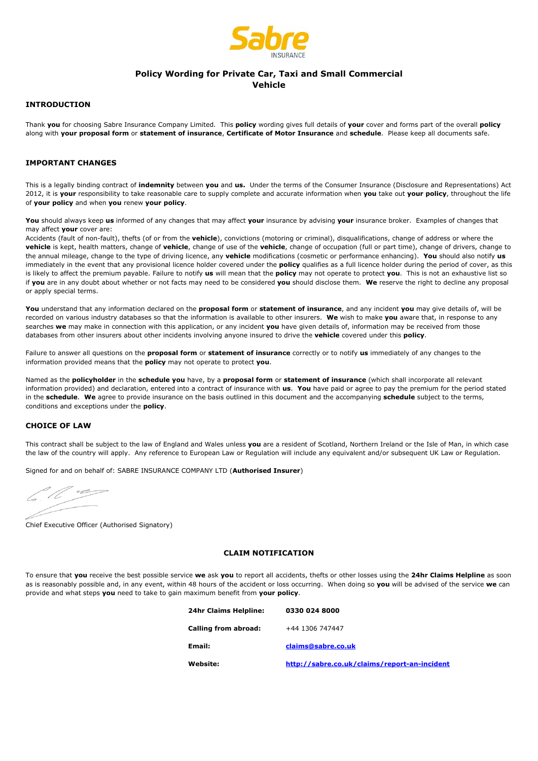# Policy Wording for Private Car, Taxi and Small Commercial Vehicle

## INTRODUCTION

Thank **you** for choosing Sabre Insurance Company Limited. This **policy** wording gives full details of **your** cover and forms part of the overall **policy** along with **your proposal form** or **statement of insurance**, **Certificate of Motor Insurance** and **schedule**. Please keep all documents safe.

## IMPORTANT CHANGES

This is a legally binding contract of **indemnity** between **you** and **us.** Under the terms of the Consumer Insurance (Disclosure and Representations) Act 2012, it is **your** responsibility to take reasonable care to supply complete and accurate information when **you** take out **your policy**, throughout the life of **your policy** and when **you** renew **your policy**.

**You** should always keep **us** informed of any changes that may affect **your** insurance by advising **your** insurance broker. Examples of changes that may affect **your** cover are:
Accidents (fault of non-fault), thefts (of or from the **vehicle**), convictions (motoring or criminal), disqualifications, change of address or where the **vehicle** is kept, health matters, change of **vehicle**, change of use of the **vehicle**, change of occupation (full or part time), change of drivers, change to the annual mileage, change to the type of driving licence, any **vehicle** modifications (cosmetic or performance enhancing). **You** should also notify **us** immediately in the event that any provisional licence holder covered under the **policy** qualifies as a full licence holder during the period of cover, as this is likely to affect the premium payable. Failure to notify **us** will mean that the **policy** may not operate to protect **you**. This is not an exhaustive list so if **you** are in any doubt about whether or not facts may need to be considered **you** should disclose them. **We** reserve the right to decline any proposal or apply special terms.

**You** understand that any information declared on the **proposal form** or **statement of insurance**, and any incident **you** may give details of, will be recorded on various industry databases so that the information is available to other insurers. **We** wish to make **you** aware that, in response to any searches **we** may make in connection with this application, or any incident **you** have given details of, information may be received from those databases from other insurers about other incidents involving anyone insured to drive the **vehicle** covered under this **policy**.

Failure to answer all questions on the **proposal form** or **statement of insurance** correctly or to notify **us** immediately of any changes to the information provided means that the **policy** may not operate to protect **you**.

Named as the **policyholder** in the **schedule you** have, by a **proposal form** or **statement of insurance** (which shall incorporate all relevant information provided) and declaration, entered into a contract of insurance with **us**. **You** have paid or agree to pay the premium for the period stated in the **schedule**. **We** agree to provide insurance on the basis outlined in this document and the accompanying **schedule** subject to the terms, conditions and exceptions under the **policy**.

## CHOICE OF LAW

This contract shall be subject to the law of England and Wales unless **you** are a resident of Scotland, Northern Ireland or the Isle of Man, in which case the law of the country will apply. Any reference to European Law or Regulation will include any equivalent and/or subsequent UK Law or Regulation.

Signed for and on behalf of: SABRE INSURANCE COMPANY LTD (**Authorised Insurer**)

Chief Executive Officer (Authorised Signatory)

## CLAIM NOTIFICATION

To ensure that **you** receive the best possible service **we** ask **you** to report all accidents, thefts or other losses using the **24hr Claims Helpline** as soon as is reasonably possible and, in any event, within 48 hours of the accident or loss occurring. When doing so **you** will be advised of the service **we** can provide and what steps **you** need to take to gain maximum benefit from **your policy**.

| | |
|---|---|
| **24hr Claims Helpline:** | **0330 024 8000** |
| **Calling from abroad:** | +44 1306 747447 |
| **Email:** | **claims@sabre.co.uk** |
| **Website:** | **http://sabre.co.uk/claims/report-an-incident** |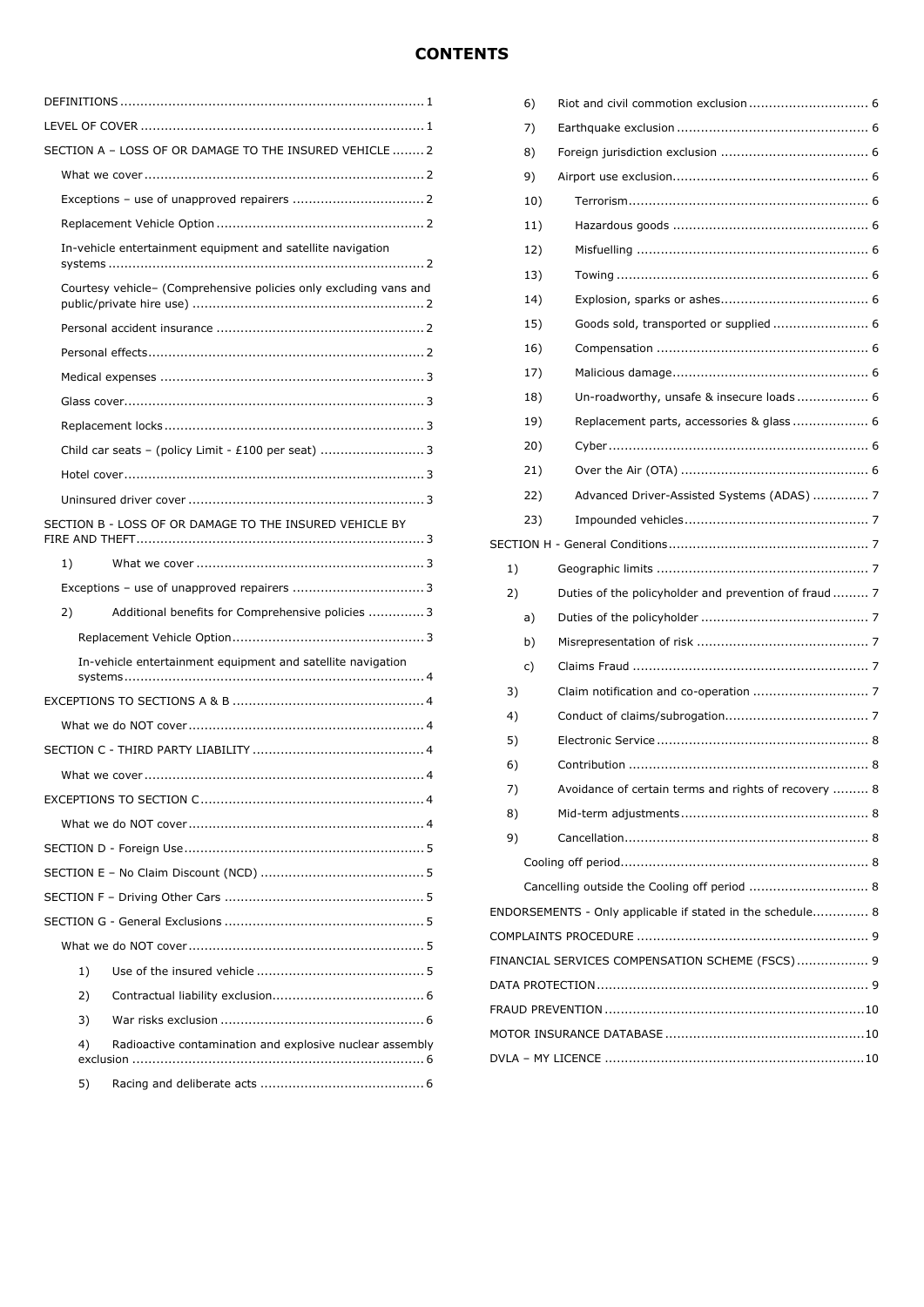# CONTENTS

- DEFINITIONS ........ 1
- LEVEL OF COVER ........ 1
- SECTION A – LOSS OF OR DAMAGE TO THE INSURED VEHICLE ........ 2
  - What we cover ........ 2
  - Exceptions – use of unapproved repairers ........ 2
  - Replacement Vehicle Option ........ 2
  - In-vehicle entertainment equipment and satellite navigation systems ........ 2
  - Courtesy vehicle– (Comprehensive policies only excluding vans and public/private hire use) ........ 2
  - Personal accident insurance ........ 2
  - Personal effects ........ 2
  - Medical expenses ........ 3
  - Glass cover ........ 3
  - Replacement locks ........ 3
  - Child car seats – (policy Limit - £100 per seat) ........ 3
  - Hotel cover ........ 3
  - Uninsured driver cover ........ 3
- SECTION B - LOSS OF OR DAMAGE TO THE INSURED VEHICLE BY FIRE AND THEFT ........ 3
  - 1) What we cover ........ 3
  - Exceptions – use of unapproved repairers ........ 3
  - 2) Additional benefits for Comprehensive policies ........ 3
    - Replacement Vehicle Option ........ 3
    - In-vehicle entertainment equipment and satellite navigation systems ........ 4
- EXCEPTIONS TO SECTIONS A & B ........ 4
  - What we do NOT cover ........ 4
- SECTION C - THIRD PARTY LIABILITY ........ 4
  - What we cover ........ 4
- EXCEPTIONS TO SECTION C ........ 4
  - What we do NOT cover ........ 4
- SECTION D - Foreign Use ........ 5
- SECTION E – No Claim Discount (NCD) ........ 5
- SECTION F – Driving Other Cars ........ 5
- SECTION G - General Exclusions ........ 5
  - What we do NOT cover ........ 5
    - 1) Use of the insured vehicle ........ 5
    - 2) Contractual liability exclusion ........ 6
    - 3) War risks exclusion ........ 6
    - 4) Radioactive contamination and explosive nuclear assembly exclusion ........ 6
    - 5) Racing and deliberate acts ........ 6
    - 6) Riot and civil commotion exclusion ........ 6
    - 7) Earthquake exclusion ........ 6
    - 8) Foreign jurisdiction exclusion ........ 6
    - 9) Airport use exclusion ........ 6
    - 10) Terrorism ........ 6
    - 11) Hazardous goods ........ 6
    - 12) Misfuelling ........ 6
    - 13) Towing ........ 6
    - 14) Explosion, sparks or ashes ........ 6
    - 15) Goods sold, transported or supplied ........ 6
    - 16) Compensation ........ 6
    - 17) Malicious damage ........ 6
    - 18) Un-roadworthy, unsafe & insecure loads ........ 6
    - 19) Replacement parts, accessories & glass ........ 6
    - 20) Cyber ........ 6
    - 21) Over the Air (OTA) ........ 6
    - 22) Advanced Driver-Assisted Systems (ADAS) ........ 7
    - 23) Impounded vehicles ........ 7
- SECTION H - General Conditions ........ 7
  - 1) Geographic limits ........ 7
  - 2) Duties of the policyholder and prevention of fraud ........ 7
    - a) Duties of the policyholder ........ 7
    - b) Misrepresentation of risk ........ 7
    - c) Claims Fraud ........ 7
  - 3) Claim notification and co-operation ........ 7
  - 4) Conduct of claims/subrogation ........ 7
  - 5) Electronic Service ........ 8
  - 6) Contribution ........ 8
  - 7) Avoidance of certain terms and rights of recovery ........ 8
  - 8) Mid-term adjustments ........ 8
  - 9) Cancellation ........ 8
    - Cooling off period ........ 8
    - Cancelling outside the Cooling off period ........ 8
- ENDORSEMENTS - Only applicable if stated in the schedule ........ 8
- COMPLAINTS PROCEDURE ........ 9
- FINANCIAL SERVICES COMPENSATION SCHEME (FSCS) ........ 9
- DATA PROTECTION ........ 9
- FRAUD PREVENTION ........ 10
- MOTOR INSURANCE DATABASE ........ 10
- DVLA – MY LICENCE ........ 10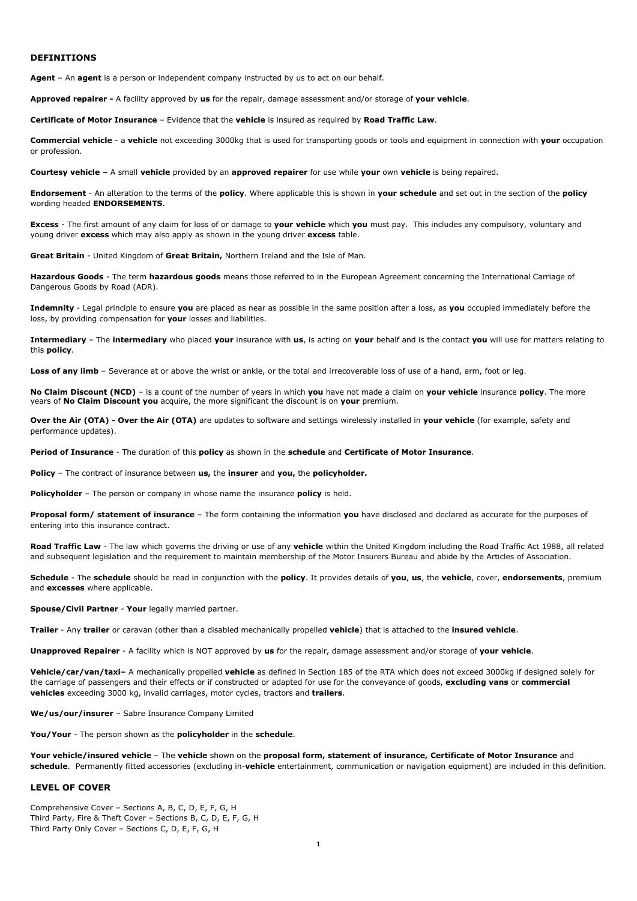## DEFINITIONS

**Agent** – An **agent** is a person or independent company instructed by us to act on our behalf.

**Approved repairer -** A facility approved by **us** for the repair, damage assessment and/or storage of **your vehicle**.

**Certificate of Motor Insurance** – Evidence that the **vehicle** is insured as required by **Road Traffic Law**.

**Commercial vehicle** - a **vehicle** not exceeding 3000kg that is used for transporting goods or tools and equipment in connection with **your** occupation or profession.

**Courtesy vehicle –** A small **vehicle** provided by an **approved repairer** for use while **your** own **vehicle** is being repaired.

**Endorsement** - An alteration to the terms of the **policy**. Where applicable this is shown in **your schedule** and set out in the section of the **policy** wording headed **ENDORSEMENTS**.

**Excess** - The first amount of any claim for loss of or damage to **your vehicle** which **you** must pay. This includes any compulsory, voluntary and young driver **excess** which may also apply as shown in the young driver **excess** table.

**Great Britain** - United Kingdom of **Great Britain,** Northern Ireland and the Isle of Man.

**Hazardous Goods** - The term **hazardous goods** means those referred to in the European Agreement concerning the International Carriage of Dangerous Goods by Road (ADR).

**Indemnity** - Legal principle to ensure **you** are placed as near as possible in the same position after a loss, as **you** occupied immediately before the loss, by providing compensation for **your** losses and liabilities.

**Intermediary** – The **intermediary** who placed **your** insurance with **us**, is acting on **your** behalf and is the contact **you** will use for matters relating to this **policy**.

**Loss of any limb** – Severance at or above the wrist or ankle, or the total and irrecoverable loss of use of a hand, arm, foot or leg.

**No Claim Discount (NCD)** – is a count of the number of years in which **you** have not made a claim on **your vehicle** insurance **policy**. The more years of **No Claim Discount you** acquire, the more significant the discount is on **your** premium.

**Over the Air (OTA) - Over the Air (OTA)** are updates to software and settings wirelessly installed in **your vehicle** (for example, safety and performance updates).

**Period of Insurance** - The duration of this **policy** as shown in the **schedule** and **Certificate of Motor Insurance**.

**Policy** – The contract of insurance between **us,** the **insurer** and **you,** the **policyholder.**

**Policyholder** – The person or company in whose name the insurance **policy** is held.

**Proposal form/ statement of insurance** – The form containing the information **you** have disclosed and declared as accurate for the purposes of entering into this insurance contract.

**Road Traffic Law** - The law which governs the driving or use of any **vehicle** within the United Kingdom including the Road Traffic Act 1988, all related and subsequent legislation and the requirement to maintain membership of the Motor Insurers Bureau and abide by the Articles of Association.

**Schedule** - The **schedule** should be read in conjunction with the **policy**. It provides details of **you**, **us**, the **vehicle**, cover, **endorsements**, premium and **excesses** where applicable.

**Spouse/Civil Partner** - **Your** legally married partner.

**Trailer** - Any **trailer** or caravan (other than a disabled mechanically propelled **vehicle**) that is attached to the **insured vehicle**.

**Unapproved Repairer** - A facility which is NOT approved by **us** for the repair, damage assessment and/or storage of **your vehicle**.

**Vehicle/car/van/taxi–** A mechanically propelled **vehicle** as defined in Section 185 of the RTA which does not exceed 3000kg if designed solely for the carriage of passengers and their effects or if constructed or adapted for use for the conveyance of goods, **excluding vans** or **commercial vehicles** exceeding 3000 kg, invalid carriages, motor cycles, tractors and **trailers**.

**We/us/our/insurer** – Sabre Insurance Company Limited

**You/Your** - The person shown as the **policyholder** in the **schedule**.

**Your vehicle/insured vehicle** – The **vehicle** shown on the **proposal form, statement of insurance, Certificate of Motor Insurance** and **schedule**. Permanently fitted accessories (excluding in-**vehicle** entertainment, communication or navigation equipment) are included in this definition.

## LEVEL OF COVER

Comprehensive Cover – Sections A, B, C, D, E, F, G, H
Third Party, Fire & Theft Cover – Sections B, C, D, E, F, G, H
Third Party Only Cover – Sections C, D, E, F, G, H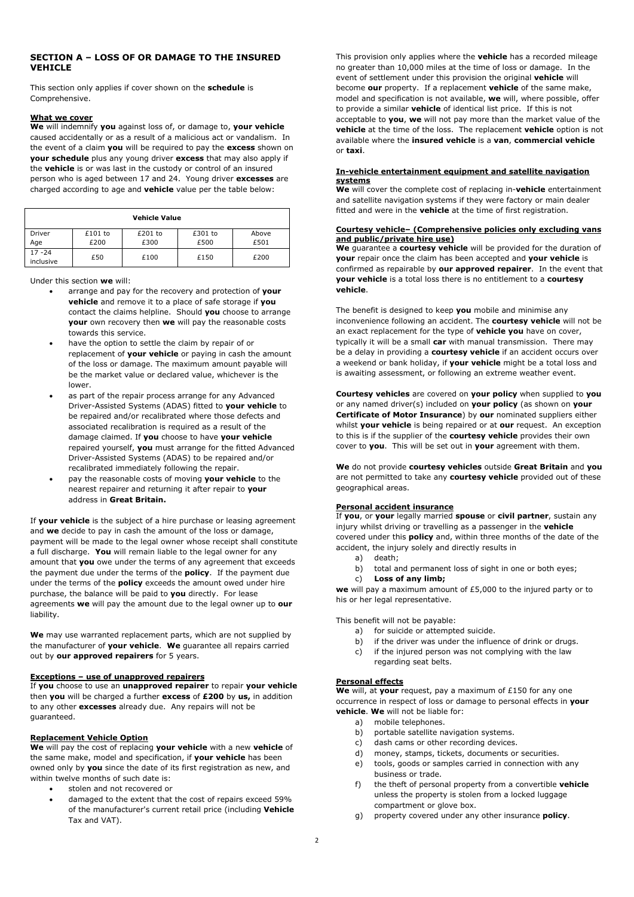## SECTION A – LOSS OF OR DAMAGE TO THE INSURED VEHICLE

This section only applies if cover shown on the **schedule** is Comprehensive.

**What we cover**

**We** will indemnify **you** against loss of, or damage to, **your vehicle** caused accidentally or as a result of a malicious act or vandalism. In the event of a claim **you** will be required to pay the **excess** shown on **your schedule** plus any young driver **excess** that may also apply if the **vehicle** is or was last in the custody or control of an insured person who is aged between 17 and 24. Young driver **excesses** are charged according to age and **vehicle** value per the table below:

| Vehicle Value | | | | |
|---|---|---|---|---|
| Driver Age | £101 to £200 | £201 to £300 | £301 to £500 | Above £501 |
| 17 -24 inclusive | £50 | £100 | £150 | £200 |

Under this section **we** will:

- arrange and pay for the recovery and protection of **your vehicle** and remove it to a place of safe storage if **you** contact the claims helpline. Should **you** choose to arrange **your** own recovery then **we** will pay the reasonable costs towards this service.
- have the option to settle the claim by repair of or replacement of **your vehicle** or paying in cash the amount of the loss or damage. The maximum amount payable will be the market value or declared value, whichever is the lower.
- as part of the repair process arrange for any Advanced Driver-Assisted Systems (ADAS) fitted to **your vehicle** to be repaired and/or recalibrated where those defects and associated recalibration is required as a result of the damage claimed. If **you** choose to have **your vehicle** repaired yourself, **you** must arrange for the fitted Advanced Driver-Assisted Systems (ADAS) to be repaired and/or recalibrated immediately following the repair.
- pay the reasonable costs of moving **your vehicle** to the nearest repairer and returning it after repair to **your** address in **Great Britain.**

If **your vehicle** is the subject of a hire purchase or leasing agreement and **we** decide to pay in cash the amount of the loss or damage, payment will be made to the legal owner whose receipt shall constitute a full discharge. **You** will remain liable to the legal owner for any amount that **you** owe under the terms of any agreement that exceeds the payment due under the terms of the **policy**. If the payment due under the terms of the **policy** exceeds the amount owed under hire purchase, the balance will be paid to **you** directly. For lease agreements **we** will pay the amount due to the legal owner up to **our** liability.

**We** may use warranted replacement parts, which are not supplied by the manufacturer of **your vehicle**. **We** guarantee all repairs carried out by **our approved repairers** for 5 years.

**Exceptions – use of unapproved repairers**

If **you** choose to use an **unapproved repairer** to repair **your vehicle** then **you** will be charged a further **excess** of **£200** by **us,** in addition to any other **excesses** already due. Any repairs will not be guaranteed.

**Replacement Vehicle Option**

**We** will pay the cost of replacing **your vehicle** with a new **vehicle** of the same make, model and specification, if **your vehicle** has been owned only by **you** since the date of its first registration as new, and within twelve months of such date is:

- stolen and not recovered or
- damaged to the extent that the cost of repairs exceed 59% of the manufacturer's current retail price (including **Vehicle** Tax and VAT).

This provision only applies where the **vehicle** has a recorded mileage no greater than 10,000 miles at the time of loss or damage. In the event of settlement under this provision the original **vehicle** will become **our** property. If a replacement **vehicle** of the same make, model and specification is not available, **we** will, where possible, offer to provide a similar **vehicle** of identical list price. If this is not acceptable to **you**, **we** will not pay more than the market value of the **vehicle** at the time of the loss. The replacement **vehicle** option is not available where the **insured vehicle** is a **van**, **commercial vehicle** or **taxi**.

**In-vehicle entertainment equipment and satellite navigation systems**

**We** will cover the complete cost of replacing in-**vehicle** entertainment and satellite navigation systems if they were factory or main dealer fitted and were in the **vehicle** at the time of first registration.

**Courtesy vehicle– (Comprehensive policies only excluding vans and public/private hire use)**

**We** guarantee a **courtesy vehicle** will be provided for the duration of **your** repair once the claim has been accepted and **your vehicle** is confirmed as repairable by **our approved repairer**. In the event that **your vehicle** is a total loss there is no entitlement to a **courtesy vehicle**.

The benefit is designed to keep **you** mobile and minimise any inconvenience following an accident. The **courtesy vehicle** will not be an exact replacement for the type of **vehicle you** have on cover, typically it will be a small **car** with manual transmission. There may be a delay in providing a **courtesy vehicle** if an accident occurs over a weekend or bank holiday, if **your vehicle** might be a total loss and is awaiting assessment, or following an extreme weather event.

**Courtesy vehicles** are covered on **your policy** when supplied to **you** or any named driver(s) included on **your policy** (as shown on **your Certificate of Motor Insurance**) by **our** nominated suppliers either whilst **your vehicle** is being repaired or at **our** request. An exception to this is if the supplier of the **courtesy vehicle** provides their own cover to **you**. This will be set out in **your** agreement with them.

**We** do not provide **courtesy vehicles** outside **Great Britain** and **you** are not permitted to take any **courtesy vehicle** provided out of these geographical areas.

**Personal accident insurance**

If **you**, or **your** legally married **spouse** or **civil partner**, sustain any injury whilst driving or travelling as a passenger in the **vehicle** covered under this **policy** and, within three months of the date of the accident, the injury solely and directly results in

a) death;
b) total and permanent loss of sight in one or both eyes;
c) **Loss of any limb;**

**we** will pay a maximum amount of £5,000 to the injured party or to his or her legal representative.

This benefit will not be payable:

a) for suicide or attempted suicide.
b) if the driver was under the influence of drink or drugs.
c) if the injured person was not complying with the law regarding seat belts.

**Personal effects**

**We** will, at **your** request, pay a maximum of £150 for any one occurrence in respect of loss or damage to personal effects in **your vehicle**. **We** will not be liable for:

a) mobile telephones.
b) portable satellite navigation systems.
c) dash cams or other recording devices.
d) money, stamps, tickets, documents or securities.
e) tools, goods or samples carried in connection with any business or trade.
f) the theft of personal property from a convertible **vehicle** unless the property is stolen from a locked luggage compartment or glove box.
g) property covered under any other insurance **policy**.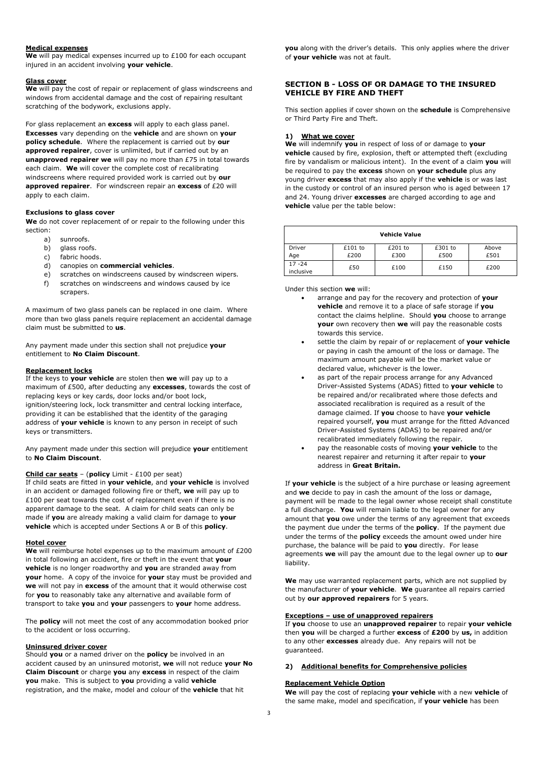**Medical expenses**

**We** will pay medical expenses incurred up to £100 for each occupant injured in an accident involving **your vehicle**.

**Glass cover**

**We** will pay the cost of repair or replacement of glass windscreens and windows from accidental damage and the cost of repairing resultant scratching of the bodywork, exclusions apply.

For glass replacement an **excess** will apply to each glass panel. **Excesses** vary depending on the **vehicle** and are shown on **your policy schedule**. Where the replacement is carried out by **our approved repairer**, cover is unlimited, but if carried out by an **unapproved repairer we** will pay no more than £75 in total towards each claim. **We** will cover the complete cost of recalibrating windscreens where required provided work is carried out by **our approved repairer**. For windscreen repair an **excess** of £20 will apply to each claim.

**Exclusions to glass cover**

**We** do not cover replacement of or repair to the following under this section:

a) sunroofs.
b) glass roofs.
c) fabric hoods.
d) canopies on **commercial vehicles**.
e) scratches on windscreens caused by windscreen wipers.
f) scratches on windscreens and windows caused by ice scrapers.

A maximum of two glass panels can be replaced in one claim. Where more than two glass panels require replacement an accidental damage claim must be submitted to **us**.

Any payment made under this section shall not prejudice **your** entitlement to **No Claim Discount**.

**Replacement locks**

If the keys to **your vehicle** are stolen then **we** will pay up to a maximum of £500, after deducting any **excesses**, towards the cost of replacing keys or key cards, door locks and/or boot lock, ignition/steering lock, lock transmitter and central locking interface, providing it can be established that the identity of the garaging address of **your vehicle** is known to any person in receipt of such keys or transmitters.

Any payment made under this section will prejudice **your** entitlement to **No Claim Discount**.

**Child car seats** – (**policy** Limit - £100 per seat)

If child seats are fitted in **your vehicle**, and **your vehicle** is involved in an accident or damaged following fire or theft, **we** will pay up to £100 per seat towards the cost of replacement even if there is no apparent damage to the seat. A claim for child seats can only be made if **you** are already making a valid claim for damage to **your vehicle** which is accepted under Sections A or B of this **policy**.

**Hotel cover**

**We** will reimburse hotel expenses up to the maximum amount of £200 in total following an accident, fire or theft in the event that **your vehicle** is no longer roadworthy and **you** are stranded away from **your** home. A copy of the invoice for **your** stay must be provided and **we** will not pay in **excess** of the amount that it would otherwise cost for **you** to reasonably take any alternative and available form of transport to take **you** and **your** passengers to **your** home address.

The **policy** will not meet the cost of any accommodation booked prior to the accident or loss occurring.

**Uninsured driver cover**

Should **you** or a named driver on the **policy** be involved in an accident caused by an uninsured motorist, **we** will not reduce **your No Claim Discount** or charge **you** any **excess** in respect of the claim **you** make. This is subject to **you** providing a valid **vehicle** registration, and the make, model and colour of the **vehicle** that hit **you** along with the driver's details. This only applies where the driver of **your vehicle** was not at fault.

## SECTION B - LOSS OF OR DAMAGE TO THE INSURED VEHICLE BY FIRE AND THEFT

This section applies if cover shown on the **schedule** is Comprehensive or Third Party Fire and Theft.

### 1) What we cover

**We** will indemnify **you** in respect of loss of or damage to **your vehicle** caused by fire, explosion, theft or attempted theft (excluding fire by vandalism or malicious intent). In the event of a claim **you** will be required to pay the **excess** shown on **your schedule** plus any young driver **excess** that may also apply if the **vehicle** is or was last in the custody or control of an insured person who is aged between 17 and 24. Young driver **excesses** are charged according to age and **vehicle** value per the table below:

| Vehicle Value | | | | |
|---|---|---|---|---|
| Driver Age | £101 to £200 | £201 to £300 | £301 to £500 | Above £501 |
| 17 -24 inclusive | £50 | £100 | £150 | £200 |

Under this section **we** will:

- arrange and pay for the recovery and protection of **your vehicle** and remove it to a place of safe storage if **you** contact the claims helpline. Should **you** choose to arrange **your** own recovery then **we** will pay the reasonable costs towards this service.
- settle the claim by repair of or replacement of **your vehicle** or paying in cash the amount of the loss or damage. The maximum amount payable will be the market value or declared value, whichever is the lower.
- as part of the repair process arrange for any Advanced Driver-Assisted Systems (ADAS) fitted to **your vehicle** to be repaired and/or recalibrated where those defects and associated recalibration is required as a result of the damage claimed. If **you** choose to have **your vehicle** repaired yourself, **you** must arrange for the fitted Advanced Driver-Assisted Systems (ADAS) to be repaired and/or recalibrated immediately following the repair.
- pay the reasonable costs of moving **your vehicle** to the nearest repairer and returning it after repair to **your** address in **Great Britain.**

If **your vehicle** is the subject of a hire purchase or leasing agreement and **we** decide to pay in cash the amount of the loss or damage, payment will be made to the legal owner whose receipt shall constitute a full discharge. **You** will remain liable to the legal owner for any amount that **you** owe under the terms of any agreement that exceeds the payment due under the terms of the **policy**. If the payment due under the terms of the **policy** exceeds the amount owed under hire purchase, the balance will be paid to **you** directly. For lease agreements **we** will pay the amount due to the legal owner up to **our** liability.

**We** may use warranted replacement parts, which are not supplied by the manufacturer of **your vehicle**. **We** guarantee all repairs carried out by **our approved repairers** for 5 years.

**Exceptions – use of unapproved repairers**

If **you** choose to use an **unapproved repairer** to repair **your vehicle** then **you** will be charged a further **excess** of **£200** by **us,** in addition to any other **excesses** already due. Any repairs will not be guaranteed.

### 2) Additional benefits for Comprehensive policies

**Replacement Vehicle Option**

**We** will pay the cost of replacing **your vehicle** with a new **vehicle** of the same make, model and specification, if **your vehicle** has been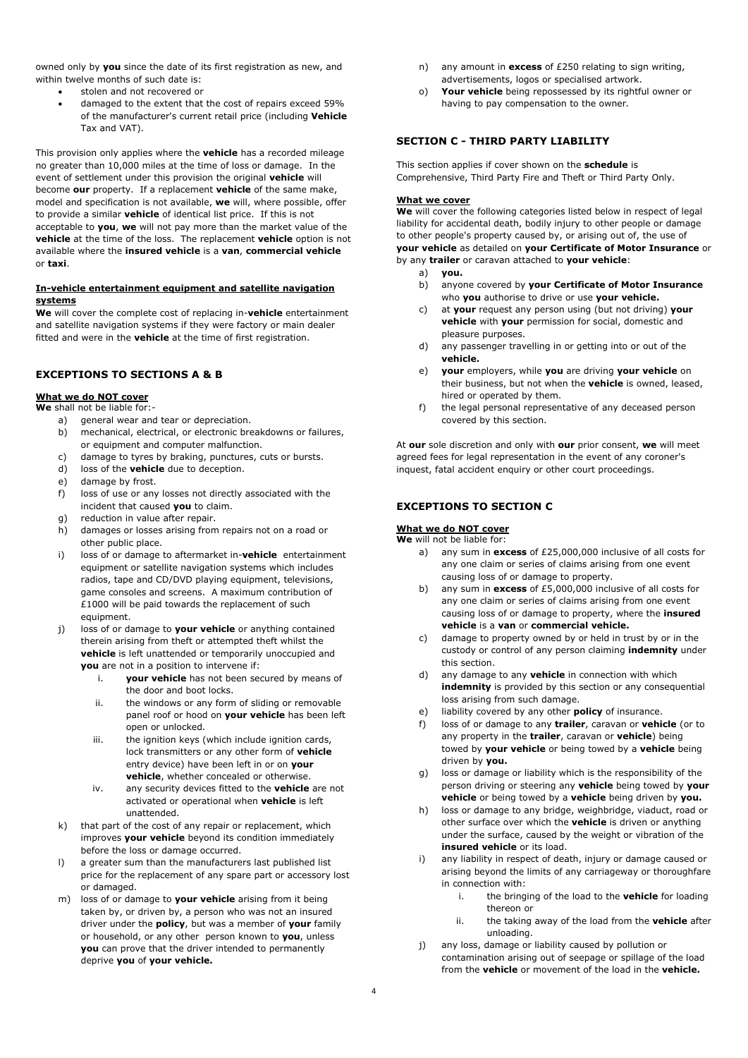owned only by **you** since the date of its first registration as new, and within twelve months of such date is:

- stolen and not recovered or
- damaged to the extent that the cost of repairs exceed 59% of the manufacturer's current retail price (including **Vehicle** Tax and VAT).

This provision only applies where the **vehicle** has a recorded mileage no greater than 10,000 miles at the time of loss or damage. In the event of settlement under this provision the original **vehicle** will become **our** property. If a replacement **vehicle** of the same make, model and specification is not available, **we** will, where possible, offer to provide a similar **vehicle** of identical list price. If this is not acceptable to **you**, **we** will not pay more than the market value of the **vehicle** at the time of the loss. The replacement **vehicle** option is not available where the **insured vehicle** is a **van**, **commercial vehicle** or **taxi**.

**In-vehicle entertainment equipment and satellite navigation systems**

**We** will cover the complete cost of replacing in-**vehicle** entertainment and satellite navigation systems if they were factory or main dealer fitted and were in the **vehicle** at the time of first registration.

## EXCEPTIONS TO SECTIONS A & B

**What we do NOT cover**

**We** shall not be liable for:-

a) general wear and tear or depreciation.
b) mechanical, electrical, or electronic breakdowns or failures, or equipment and computer malfunction.
c) damage to tyres by braking, punctures, cuts or bursts.
d) loss of the **vehicle** due to deception.
e) damage by frost.
f) loss of use or any losses not directly associated with the incident that caused **you** to claim.
g) reduction in value after repair.
h) damages or losses arising from repairs not on a road or other public place.
i) loss of or damage to aftermarket in-**vehicle** entertainment equipment or satellite navigation systems which includes radios, tape and CD/DVD playing equipment, televisions, game consoles and screens. A maximum contribution of £1000 will be paid towards the replacement of such equipment.
j) loss of or damage to **your vehicle** or anything contained therein arising from theft or attempted theft whilst the **vehicle** is left unattended or temporarily unoccupied and **you** are not in a position to intervene if:
    i. **your vehicle** has not been secured by means of the door and boot locks.
    ii. the windows or any form of sliding or removable panel roof or hood on **your vehicle** has been left open or unlocked.
    iii. the ignition keys (which include ignition cards, lock transmitters or any other form of **vehicle** entry device) have been left in or on **your vehicle**, whether concealed or otherwise.
    iv. any security devices fitted to the **vehicle** are not activated or operational when **vehicle** is left unattended.
k) that part of the cost of any repair or replacement, which improves **your vehicle** beyond its condition immediately before the loss or damage occurred.
l) a greater sum than the manufacturers last published list price for the replacement of any spare part or accessory lost or damaged.
m) loss of or damage to **your vehicle** arising from it being taken by, or driven by, a person who was not an insured driver under the **policy**, but was a member of **your** family or household, or any other person known to **you**, unless **you** can prove that the driver intended to permanently deprive **you** of **your vehicle.**
n) any amount in **excess** of £250 relating to sign writing, advertisements, logos or specialised artwork.
o) **Your vehicle** being repossessed by its rightful owner or having to pay compensation to the owner.

## SECTION C - THIRD PARTY LIABILITY

This section applies if cover shown on the **schedule** is Comprehensive, Third Party Fire and Theft or Third Party Only.

**What we cover**

**We** will cover the following categories listed below in respect of legal liability for accidental death, bodily injury to other people or damage to other people's property caused by, or arising out of, the use of **your vehicle** as detailed on **your Certificate of Motor Insurance** or by any **trailer** or caravan attached to **your vehicle**:

a) **you.**
b) anyone covered by **your Certificate of Motor Insurance** who **you** authorise to drive or use **your vehicle.**
c) at **your** request any person using (but not driving) **your vehicle** with **your** permission for social, domestic and pleasure purposes.
d) any passenger travelling in or getting into or out of the **vehicle.**
e) **your** employers, while **you** are driving **your vehicle** on their business, but not when the **vehicle** is owned, leased, hired or operated by them.
f) the legal personal representative of any deceased person covered by this section.

At **our** sole discretion and only with **our** prior consent, **we** will meet agreed fees for legal representation in the event of any coroner's inquest, fatal accident enquiry or other court proceedings.

## EXCEPTIONS TO SECTION C

**What we do NOT cover**

**We** will not be liable for:

a) any sum in **excess** of £25,000,000 inclusive of all costs for any one claim or series of claims arising from one event causing loss of or damage to property.
b) any sum in **excess** of £5,000,000 inclusive of all costs for any one claim or series of claims arising from one event causing loss of or damage to property, where the **insured vehicle** is a **van** or **commercial vehicle.**
c) damage to property owned by or held in trust by or in the custody or control of any person claiming **indemnity** under this section.
d) any damage to any **vehicle** in connection with which **indemnity** is provided by this section or any consequential loss arising from such damage.
e) liability covered by any other **policy** of insurance.
f) loss of or damage to any **trailer**, caravan or **vehicle** (or to any property in the **trailer**, caravan or **vehicle**) being towed by **your vehicle** or being towed by a **vehicle** being driven by **you.**
g) loss or damage or liability which is the responsibility of the person driving or steering any **vehicle** being towed by **your vehicle** or being towed by a **vehicle** being driven by **you.**
h) loss or damage to any bridge, weighbridge, viaduct, road or other surface over which the **vehicle** is driven or anything under the surface, caused by the weight or vibration of the **insured vehicle** or its load.
i) any liability in respect of death, injury or damage caused or arising beyond the limits of any carriageway or thoroughfare in connection with:
    i. the bringing of the load to the **vehicle** for loading thereon or
    ii. the taking away of the load from the **vehicle** after unloading.
j) any loss, damage or liability caused by pollution or contamination arising out of seepage or spillage of the load from the **vehicle** or movement of the load in the **vehicle.**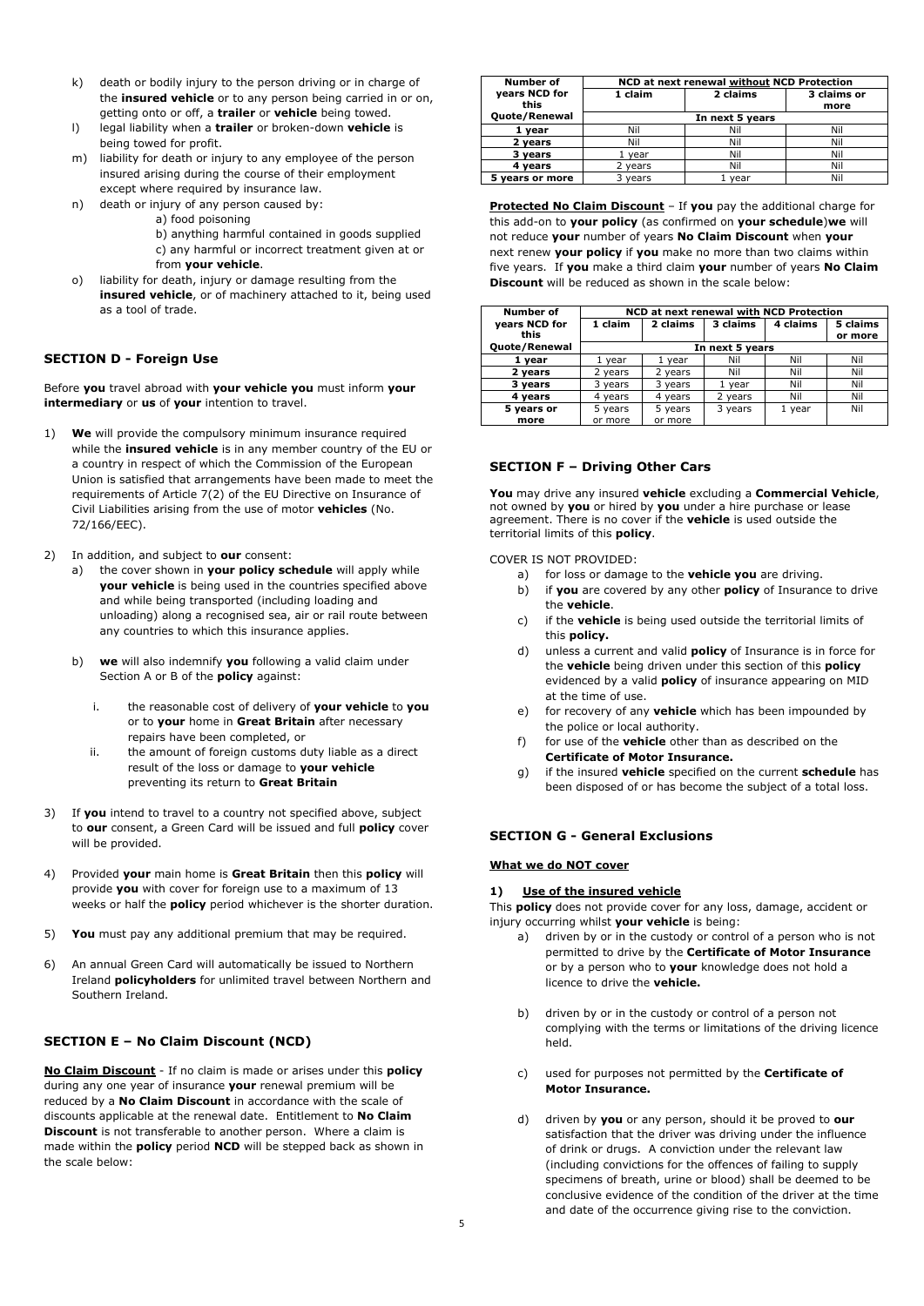k) death or bodily injury to the person driving or in charge of the **insured vehicle** or to any person being carried in or on, getting onto or off, a **trailer** or **vehicle** being towed.

l) legal liability when a **trailer** or broken-down **vehicle** is being towed for profit.

m) liability for death or injury to any employee of the person insured arising during the course of their employment except where required by insurance law.

n) death or injury of any person caused by:
   a) food poisoning
   b) anything harmful contained in goods supplied
   c) any harmful or incorrect treatment given at or from **your vehicle**.

o) liability for death, injury or damage resulting from the **insured vehicle**, or of machinery attached to it, being used as a tool of trade.

## SECTION D - Foreign Use

Before **you** travel abroad with **your vehicle you** must inform **your intermediary** or **us** of **your** intention to travel.

1) **We** will provide the compulsory minimum insurance required while the **insured vehicle** is in any member country of the EU or a country in respect of which the Commission of the European Union is satisfied that arrangements have been made to meet the requirements of Article 7(2) of the EU Directive on Insurance of Civil Liabilities arising from the use of motor **vehicles** (No. 72/166/EEC).

2) In addition, and subject to **our** consent:
   a) the cover shown in **your policy schedule** will apply while **your vehicle** is being used in the countries specified above and while being transported (including loading and unloading) along a recognised sea, air or rail route between any countries to which this insurance applies.

   b) **we** will also indemnify **you** following a valid claim under Section A or B of the **policy** against:

      i. the reasonable cost of delivery of **your vehicle** to **you** or to **your** home in **Great Britain** after necessary repairs have been completed, or
      ii. the amount of foreign customs duty liable as a direct result of the loss or damage to **your vehicle** preventing its return to **Great Britain**

3) If **you** intend to travel to a country not specified above, subject to **our** consent, a Green Card will be issued and full **policy** cover will be provided.

4) Provided **your** main home is **Great Britain** then this **policy** will provide **you** with cover for foreign use to a maximum of 13 weeks or half the **policy** period whichever is the shorter duration.

5) **You** must pay any additional premium that may be required.

6) An annual Green Card will automatically be issued to Northern Ireland **policyholders** for unlimited travel between Northern and Southern Ireland.

## SECTION E – No Claim Discount (NCD)

**No Claim Discount** - If no claim is made or arises under this **policy** during any one year of insurance **your** renewal premium will be reduced by a **No Claim Discount** in accordance with the scale of discounts applicable at the renewal date. Entitlement to **No Claim Discount** is not transferable to another person. Where a claim is made within the **policy** period **NCD** will be stepped back as shown in the scale below:

| Number of years NCD for this Quote/Renewal | NCD at next renewal without NCD Protection | | |
|---|---|---|---|
| | 1 claim | 2 claims | 3 claims or more |
| | In next 5 years | | |
| 1 year | Nil | Nil | Nil |
| 2 years | Nil | Nil | Nil |
| 3 years | 1 year | Nil | Nil |
| 4 years | 2 years | Nil | Nil |
| 5 years or more | 3 years | 1 year | Nil |

**Protected No Claim Discount** – If **you** pay the additional charge for this add-on to **your policy** (as confirmed on **your schedule**) **we** will not reduce **your** number of years **No Claim Discount** when **your** next renew **your policy** if **you** make no more than two claims within five years. If **you** make a third claim **your** number of years **No Claim Discount** will be reduced as shown in the scale below:

| Number of years NCD for this Quote/Renewal | NCD at next renewal with NCD Protection | | | | |
|---|---|---|---|---|---|
| | 1 claim | 2 claims | 3 claims | 4 claims | 5 claims or more |
| | In next 5 years | | | | |
| 1 year | 1 year | 1 year | Nil | Nil | Nil |
| 2 years | 2 years | 2 years | Nil | Nil | Nil |
| 3 years | 3 years | 3 years | 1 year | Nil | Nil |
| 4 years | 4 years | 4 years | 2 years | Nil | Nil |
| 5 years or more | 5 years or more | 5 years or more | 3 years | 1 year | Nil |

## SECTION F – Driving Other Cars

**You** may drive any insured **vehicle** excluding a **Commercial Vehicle**, not owned by **you** or hired by **you** under a hire purchase or lease agreement. There is no cover if the **vehicle** is used outside the territorial limits of this **policy**.

COVER IS NOT PROVIDED:

a) for loss or damage to the **vehicle you** are driving.
b) if **you** are covered by any other **policy** of Insurance to drive the **vehicle**.
c) if the **vehicle** is being used outside the territorial limits of this **policy.**
d) unless a current and valid **policy** of Insurance is in force for the **vehicle** being driven under this section of this **policy** evidenced by a valid **policy** of insurance appearing on MID at the time of use.
e) for recovery of any **vehicle** which has been impounded by the police or local authority.
f) for use of the **vehicle** other than as described on the **Certificate of Motor Insurance.**
g) if the insured **vehicle** specified on the current **schedule** has been disposed of or has become the subject of a total loss.

## SECTION G - General Exclusions

**What we do NOT cover**

**1) Use of the insured vehicle**

This **policy** does not provide cover for any loss, damage, accident or injury occurring whilst **your vehicle** is being:

a) driven by or in the custody or control of a person who is not permitted to drive by the **Certificate of Motor Insurance** or by a person who to **your** knowledge does not hold a licence to drive the **vehicle.**

b) driven by or in the custody or control of a person not complying with the terms or limitations of the driving licence held.

c) used for purposes not permitted by the **Certificate of Motor Insurance.**

d) driven by **you** or any person, should it be proved to **our** satisfaction that the driver was driving under the influence of drink or drugs. A conviction under the relevant law (including convictions for the offences of failing to supply specimens of breath, urine or blood) shall be deemed to be conclusive evidence of the condition of the driver at the time and date of the occurrence giving rise to the conviction.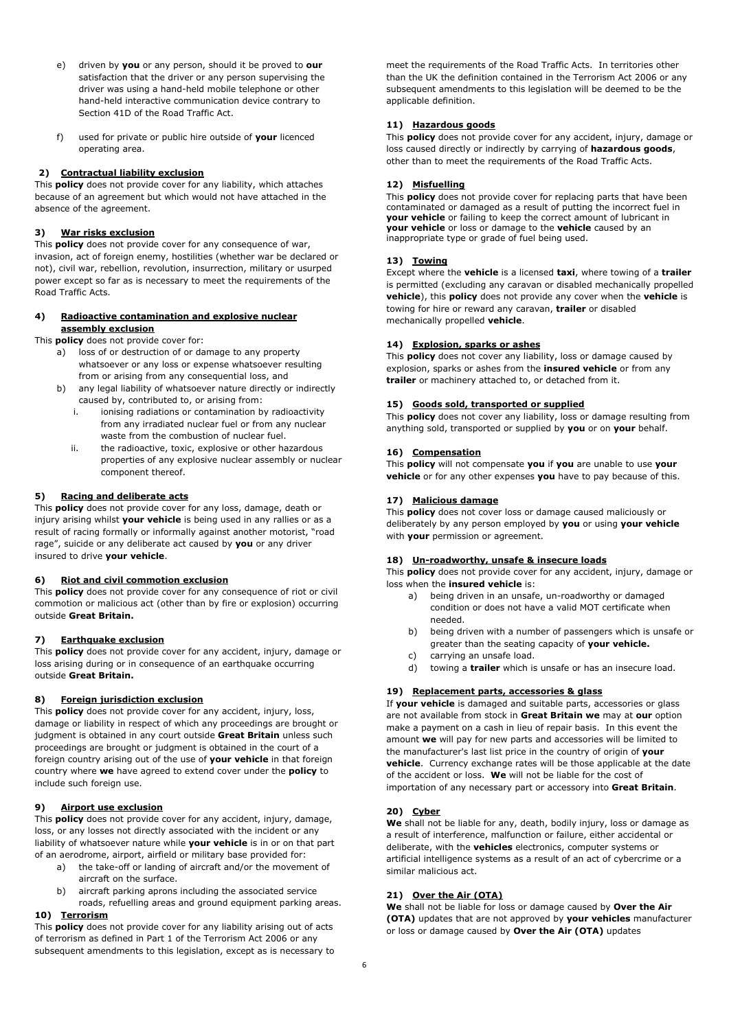e) driven by **you** or any person, should it be proved to **our** satisfaction that the driver or any person supervising the driver was using a hand-held mobile telephone or other hand-held interactive communication device contrary to Section 41D of the Road Traffic Act.

f) used for private or public hire outside of **your** licenced operating area.

**2) Contractual liability exclusion**

This **policy** does not provide cover for any liability, which attaches because of an agreement but which would not have attached in the absence of the agreement.

**3) War risks exclusion**

This **policy** does not provide cover for any consequence of war, invasion, act of foreign enemy, hostilities (whether war be declared or not), civil war, rebellion, revolution, insurrection, military or usurped power except so far as is necessary to meet the requirements of the Road Traffic Acts.

**4) Radioactive contamination and explosive nuclear assembly exclusion**

This **policy** does not provide cover for:

a) loss of or destruction of or damage to any property whatsoever or any loss or expense whatsoever resulting from or arising from any consequential loss, and
b) any legal liability of whatsoever nature directly or indirectly caused by, contributed to, or arising from:
   i. ionising radiations or contamination by radioactivity from any irradiated nuclear fuel or from any nuclear waste from the combustion of nuclear fuel.
   ii. the radioactive, toxic, explosive or other hazardous properties of any explosive nuclear assembly or nuclear component thereof.

**5) Racing and deliberate acts**

This **policy** does not provide cover for any loss, damage, death or injury arising whilst **your vehicle** is being used in any rallies or as a result of racing formally or informally against another motorist, "road rage", suicide or any deliberate act caused by **you** or any driver insured to drive **your vehicle**.

**6) Riot and civil commotion exclusion**

This **policy** does not provide cover for any consequence of riot or civil commotion or malicious act (other than by fire or explosion) occurring outside **Great Britain.**

**7) Earthquake exclusion**

This **policy** does not provide cover for any accident, injury, damage or loss arising during or in consequence of an earthquake occurring outside **Great Britain.**

**8) Foreign jurisdiction exclusion**

This **policy** does not provide cover for any accident, injury, loss, damage or liability in respect of which any proceedings are brought or judgment is obtained in any court outside **Great Britain** unless such proceedings are brought or judgment is obtained in the court of a foreign country arising out of the use of **your vehicle** in that foreign country where **we** have agreed to extend cover under the **policy** to include such foreign use.

**9) Airport use exclusion**

This **policy** does not provide cover for any accident, injury, damage, loss, or any losses not directly associated with the incident or any liability of whatsoever nature while **your vehicle** is in or on that part of an aerodrome, airport, airfield or military base provided for:

a) the take-off or landing of aircraft and/or the movement of aircraft on the surface.
b) aircraft parking aprons including the associated service roads, refuelling areas and ground equipment parking areas.

**10) Terrorism**

This **policy** does not provide cover for any liability arising out of acts of terrorism as defined in Part 1 of the Terrorism Act 2006 or any subsequent amendments to this legislation, except as is necessary to meet the requirements of the Road Traffic Acts. In territories other than the UK the definition contained in the Terrorism Act 2006 or any subsequent amendments to this legislation will be deemed to be the applicable definition.

**11) Hazardous goods**

This **policy** does not provide cover for any accident, injury, damage or loss caused directly or indirectly by carrying of **hazardous goods**, other than to meet the requirements of the Road Traffic Acts.

**12) Misfuelling**

This **policy** does not provide cover for replacing parts that have been contaminated or damaged as a result of putting the incorrect fuel in **your vehicle** or failing to keep the correct amount of lubricant in **your vehicle** or loss or damage to the **vehicle** caused by an inappropriate type or grade of fuel being used.

**13) Towing**

Except where the **vehicle** is a licensed **taxi**, where towing of a **trailer** is permitted (excluding any caravan or disabled mechanically propelled **vehicle**), this **policy** does not provide any cover when the **vehicle** is towing for hire or reward any caravan, **trailer** or disabled mechanically propelled **vehicle**.

**14) Explosion, sparks or ashes**

This **policy** does not cover any liability, loss or damage caused by explosion, sparks or ashes from the **insured vehicle** or from any **trailer** or machinery attached to, or detached from it.

**15) Goods sold, transported or supplied**

This **policy** does not cover any liability, loss or damage resulting from anything sold, transported or supplied by **you** or on **your** behalf.

**16) Compensation**

This **policy** will not compensate **you** if **you** are unable to use **your vehicle** or for any other expenses **you** have to pay because of this.

**17) Malicious damage**

This **policy** does not cover loss or damage caused maliciously or deliberately by any person employed by **you** or using **your vehicle** with **your** permission or agreement.

**18) Un-roadworthy, unsafe & insecure loads**

This **policy** does not provide cover for any accident, injury, damage or loss when the **insured vehicle** is:

a) being driven in an unsafe, un-roadworthy or damaged condition or does not have a valid MOT certificate when needed.
b) being driven with a number of passengers which is unsafe or greater than the seating capacity of **your vehicle.**
c) carrying an unsafe load.
d) towing a **trailer** which is unsafe or has an insecure load.

**19) Replacement parts, accessories & glass**

If **your vehicle** is damaged and suitable parts, accessories or glass are not available from stock in **Great Britain we** may at **our** option make a payment on a cash in lieu of repair basis. In this event the amount **we** will pay for new parts and accessories will be limited to the manufacturer's last list price in the country of origin of **your vehicle**. Currency exchange rates will be those applicable at the date of the accident or loss. **We** will not be liable for the cost of importation of any necessary part or accessory into **Great Britain**.

**20) Cyber**

**We** shall not be liable for any, death, bodily injury, loss or damage as a result of interference, malfunction or failure, either accidental or deliberate, with the **vehicles** electronics, computer systems or artificial intelligence systems as a result of an act of cybercrime or a similar malicious act.

**21) Over the Air (OTA)**

**We** shall not be liable for loss or damage caused by **Over the Air (OTA)** updates that are not approved by **your vehicles** manufacturer or loss or damage caused by **Over the Air (OTA)** updates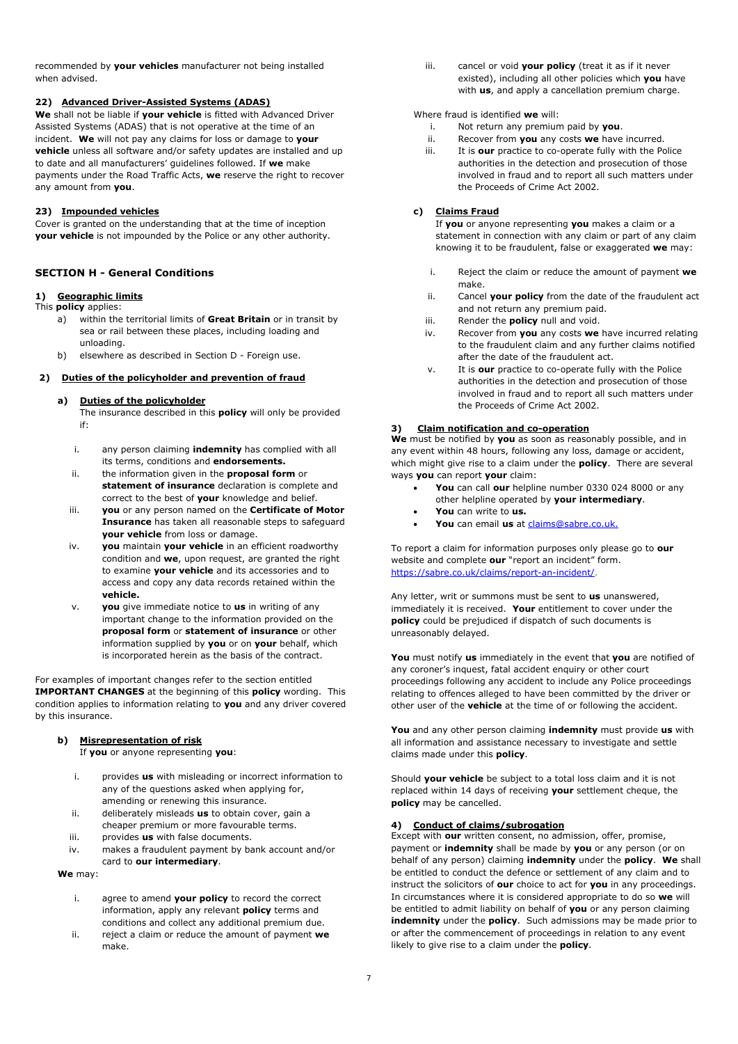recommended by **your vehicles** manufacturer not being installed when advised.

#### 22) Advanced Driver-Assisted Systems (ADAS)

**We** shall not be liable if **your vehicle** is fitted with Advanced Driver Assisted Systems (ADAS) that is not operative at the time of an incident. **We** will not pay any claims for loss or damage to **your vehicle** unless all software and/or safety updates are installed and up to date and all manufacturers' guidelines followed. If **we** make payments under the Road Traffic Acts, **we** reserve the right to recover any amount from **you**.

#### 23) Impounded vehicles

Cover is granted on the understanding that at the time of inception **your vehicle** is not impounded by the Police or any other authority.

## SECTION H - General Conditions

#### 1) Geographic limits

This **policy** applies:

a) within the territorial limits of **Great Britain** or in transit by sea or rail between these places, including loading and unloading.

b) elsewhere as described in Section D - Foreign use.

#### 2) Duties of the policyholder and prevention of fraud

**a) Duties of the policyholder**

The insurance described in this **policy** will only be provided if:

i. any person claiming **indemnity** has complied with all its terms, conditions and **endorsements.**

ii. the information given in the **proposal form** or **statement of insurance** declaration is complete and correct to the best of **your** knowledge and belief.

iii. **you** or any person named on the **Certificate of Motor Insurance** has taken all reasonable steps to safeguard **your vehicle** from loss or damage.

iv. **you** maintain **your vehicle** in an efficient roadworthy condition and **we**, upon request, are granted the right to examine **your vehicle** and its accessories and to access and copy any data records retained within the **vehicle.**

v. **you** give immediate notice to **us** in writing of any important change to the information provided on the **proposal form** or **statement of insurance** or other information supplied by **you** or on **your** behalf, which is incorporated herein as the basis of the contract.

For examples of important changes refer to the section entitled **IMPORTANT CHANGES** at the beginning of this **policy** wording. This condition applies to information relating to **you** and any driver covered by this insurance.

**b) Misrepresentation of risk**

If **you** or anyone representing **you**:

i. provides **us** with misleading or incorrect information to any of the questions asked when applying for, amending or renewing this insurance.

ii. deliberately misleads **us** to obtain cover, gain a cheaper premium or more favourable terms.

iii. provides **us** with false documents.

iv. makes a fraudulent payment by bank account and/or card to **our intermediary**.

**We** may:

i. agree to amend **your policy** to record the correct information, apply any relevant **policy** terms and conditions and collect any additional premium due.

ii. reject a claim or reduce the amount of payment **we** make.

iii. cancel or void **your policy** (treat it as if it never existed), including all other policies which **you** have with **us**, and apply a cancellation premium charge.

Where fraud is identified **we** will:

i. Not return any premium paid by **you**.

ii. Recover from **you** any costs **we** have incurred.

iii. It is **our** practice to co-operate fully with the Police authorities in the detection and prosecution of those involved in fraud and to report all such matters under the Proceeds of Crime Act 2002.

**c) Claims Fraud**

If **you** or anyone representing **you** makes a claim or a statement in connection with any claim or part of any claim knowing it to be fraudulent, false or exaggerated **we** may:

i. Reject the claim or reduce the amount of payment **we** make.

ii. Cancel **your policy** from the date of the fraudulent act and not return any premium paid.

iii. Render the **policy** null and void.

iv. Recover from **you** any costs **we** have incurred relating to the fraudulent claim and any further claims notified after the date of the fraudulent act.

v. It is **our** practice to co-operate fully with the Police authorities in the detection and prosecution of those involved in fraud and to report all such matters under the Proceeds of Crime Act 2002.

#### 3) Claim notification and co-operation

**We** must be notified by **you** as soon as reasonably possible, and in any event within 48 hours, following any loss, damage or accident, which might give rise to a claim under the **policy**. There are several ways **you** can report **your** claim:

- **You** can call **our** helpline number 0330 024 8000 or any other helpline operated by **your intermediary**.
- **You** can write to **us.**
- **You** can email **us** at claims@sabre.co.uk.

To report a claim for information purposes only please go to **our** website and complete **our** "report an incident" form. https://sabre.co.uk/claims/report-an-incident/.

Any letter, writ or summons must be sent to **us** unanswered, immediately it is received. **Your** entitlement to cover under the **policy** could be prejudiced if dispatch of such documents is unreasonably delayed.

**You** must notify **us** immediately in the event that **you** are notified of any coroner's inquest, fatal accident enquiry or other court proceedings following any accident to include any Police proceedings relating to offences alleged to have been committed by the driver or other user of the **vehicle** at the time of or following the accident.

**You** and any other person claiming **indemnity** must provide **us** with all information and assistance necessary to investigate and settle claims made under this **policy**.

Should **your vehicle** be subject to a total loss claim and it is not replaced within 14 days of receiving **your** settlement cheque, the **policy** may be cancelled.

#### 4) Conduct of claims/subrogation

Except with **our** written consent, no admission, offer, promise, payment or **indemnity** shall be made by **you** or any person (or on behalf of any person) claiming **indemnity** under the **policy**. **We** shall be entitled to conduct the defence or settlement of any claim and to instruct the solicitors of **our** choice to act for **you** in any proceedings. In circumstances where it is considered appropriate to do so **we** will be entitled to admit liability on behalf of **you** or any person claiming **indemnity** under the **policy**. Such admissions may be made prior to or after the commencement of proceedings in relation to any event likely to give rise to a claim under the **policy**.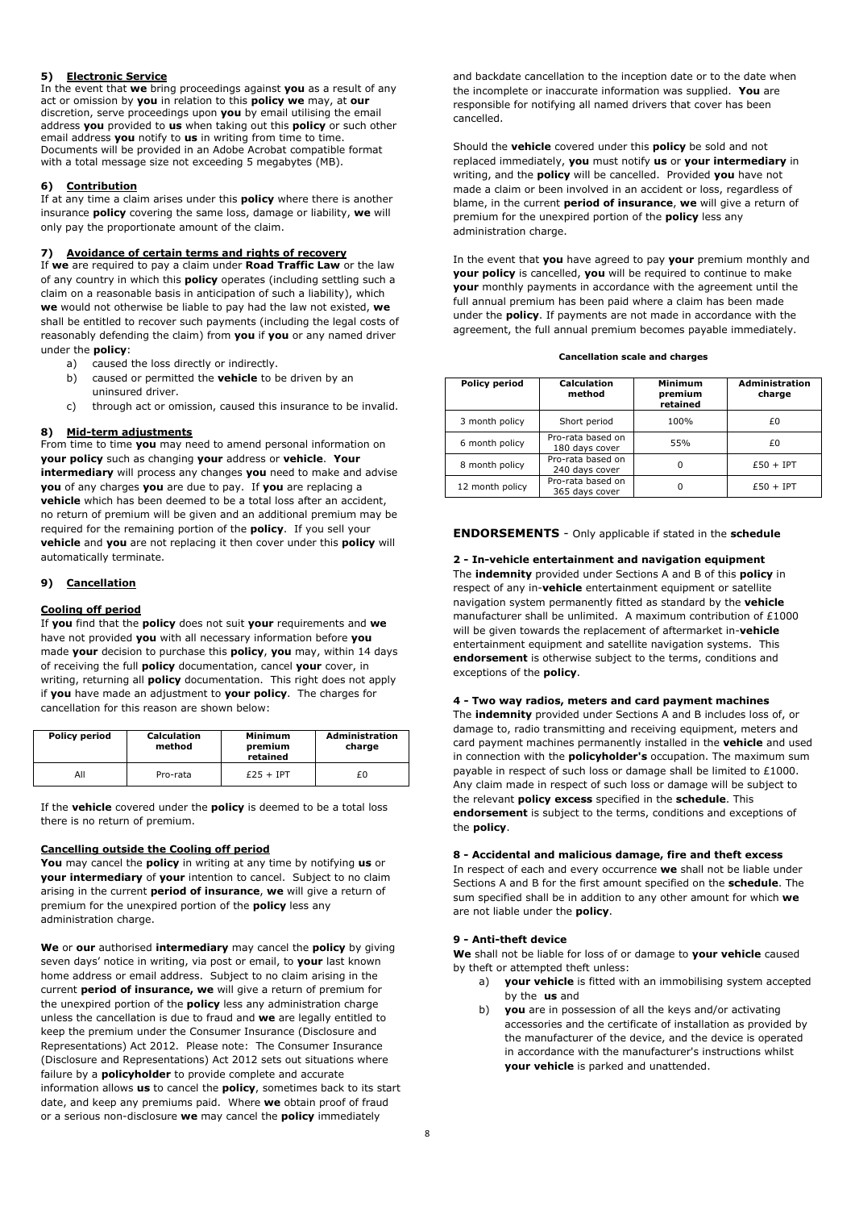### 5) Electronic Service

In the event that **we** bring proceedings against **you** as a result of any act or omission by **you** in relation to this **policy we** may, at **our** discretion, serve proceedings upon **you** by email utilising the email address **you** provided to **us** when taking out this **policy** or such other email address **you** notify to **us** in writing from time to time. Documents will be provided in an Adobe Acrobat compatible format with a total message size not exceeding 5 megabytes (MB).

### 6) Contribution

If at any time a claim arises under this **policy** where there is another insurance **policy** covering the same loss, damage or liability, **we** will only pay the proportionate amount of the claim.

### 7) Avoidance of certain terms and rights of recovery

If **we** are required to pay a claim under **Road Traffic Law** or the law of any country in which this **policy** operates (including settling such a claim on a reasonable basis in anticipation of such a liability), which **we** would not otherwise be liable to pay had the law not existed, **we** shall be entitled to recover such payments (including the legal costs of reasonably defending the claim) from **you** if **you** or any named driver under the **policy**:

a) caused the loss directly or indirectly.
b) caused or permitted the **vehicle** to be driven by an uninsured driver.
c) through act or omission, caused this insurance to be invalid.

### 8) Mid-term adjustments

From time to time **you** may need to amend personal information on **your policy** such as changing **your** address or **vehicle**. **Your intermediary** will process any changes **you** need to make and advise **you** of any charges **you** are due to pay. If **you** are replacing a **vehicle** which has been deemed to be a total loss after an accident, no return of premium will be given and an additional premium may be required for the remaining portion of the **policy**. If you sell your **vehicle** and **you** are not replacing it then cover under this **policy** will automatically terminate.

### 9) Cancellation

#### Cooling off period

If **you** find that the **policy** does not suit **your** requirements and **we** have not provided **you** with all necessary information before **you** made **your** decision to purchase this **policy**, **you** may, within 14 days of receiving the full **policy** documentation, cancel **your** cover, in writing, returning all **policy** documentation. This right does not apply if **you** have made an adjustment to **your policy**. The charges for cancellation for this reason are shown below:

| Policy period | Calculation method | Minimum premium retained | Administration charge |
|---|---|---|---|
| All | Pro-rata | £25 + IPT | £0 |

If the **vehicle** covered under the **policy** is deemed to be a total loss there is no return of premium.

#### Cancelling outside the Cooling off period

**You** may cancel the **policy** in writing at any time by notifying **us** or **your intermediary** of **your** intention to cancel. Subject to no claim arising in the current **period of insurance**, **we** will give a return of premium for the unexpired portion of the **policy** less any administration charge.

**We** or **our** authorised **intermediary** may cancel the **policy** by giving seven days' notice in writing, via post or email, to **your** last known home address or email address. Subject to no claim arising in the current **period of insurance, we** will give a return of premium for the unexpired portion of the **policy** less any administration charge unless the cancellation is due to fraud and **we** are legally entitled to keep the premium under the Consumer Insurance (Disclosure and Representations) Act 2012. Please note: The Consumer Insurance (Disclosure and Representations) Act 2012 sets out situations where failure by a **policyholder** to provide complete and accurate information allows **us** to cancel the **policy**, sometimes back to its start date, and keep any premiums paid. Where **we** obtain proof of fraud or a serious non-disclosure **we** may cancel the **policy** immediately and backdate cancellation to the inception date or to the date when the incomplete or inaccurate information was supplied. **You** are responsible for notifying all named drivers that cover has been cancelled.

Should the **vehicle** covered under this **policy** be sold and not replaced immediately, **you** must notify **us** or **your intermediary** in writing, and the **policy** will be cancelled. Provided **you** have not made a claim or been involved in an accident or loss, regardless of blame, in the current **period of insurance**, **we** will give a return of premium for the unexpired portion of the **policy** less any administration charge.

In the event that **you** have agreed to pay **your** premium monthly and **your policy** is cancelled, **you** will be required to continue to make **your** monthly payments in accordance with the agreement until the full annual premium has been paid where a claim has been made under the **policy**. If payments are not made in accordance with the agreement, the full annual premium becomes payable immediately.

**Cancellation scale and charges**

| Policy period | Calculation method | Minimum premium retained | Administration charge |
|---|---|---|---|
| 3 month policy | Short period | 100% | £0 |
| 6 month policy | Pro-rata based on 180 days cover | 55% | £0 |
| 8 month policy | Pro-rata based on 240 days cover | 0 | £50 + IPT |
| 12 month policy | Pro-rata based on 365 days cover | 0 | £50 + IPT |

## ENDORSEMENTS - Only applicable if stated in the **schedule**

### 2 - In-vehicle entertainment and navigation equipment

The **indemnity** provided under Sections A and B of this **policy** in respect of any in-**vehicle** entertainment equipment or satellite navigation system permanently fitted as standard by the **vehicle** manufacturer shall be unlimited. A maximum contribution of £1000 will be given towards the replacement of aftermarket in-**vehicle** entertainment equipment and satellite navigation systems. This **endorsement** is otherwise subject to the terms, conditions and exceptions of the **policy**.

### 4 - Two way radios, meters and card payment machines

The **indemnity** provided under Sections A and B includes loss of, or damage to, radio transmitting and receiving equipment, meters and card payment machines permanently installed in the **vehicle** and used in connection with the **policyholder's** occupation. The maximum sum payable in respect of such loss or damage shall be limited to £1000. Any claim made in respect of such loss or damage will be subject to the relevant **policy excess** specified in the **schedule**. This **endorsement** is subject to the terms, conditions and exceptions of the **policy**.

### 8 - Accidental and malicious damage, fire and theft excess

In respect of each and every occurrence **we** shall not be liable under Sections A and B for the first amount specified on the **schedule**. The sum specified shall be in addition to any other amount for which **we** are not liable under the **policy**.

### 9 - Anti-theft device

**We** shall not be liable for loss of or damage to **your vehicle** caused by theft or attempted theft unless:

a) **your vehicle** is fitted with an immobilising system accepted by the **us** and
b) **you** are in possession of all the keys and/or activating accessories and the certificate of installation as provided by the manufacturer of the device, and the device is operated in accordance with the manufacturer's instructions whilst **your vehicle** is parked and unattended.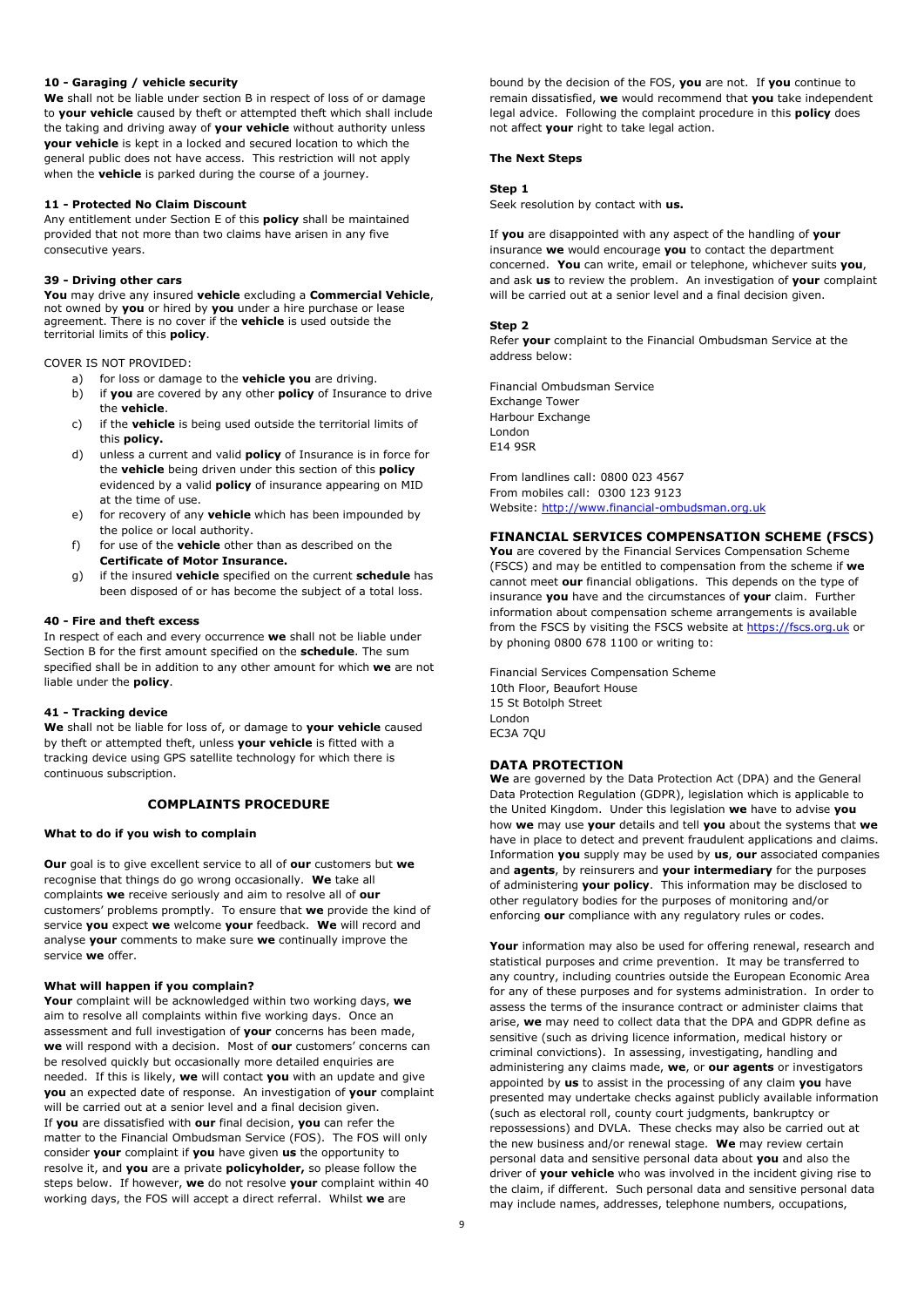#### 10 - Garaging / vehicle security

**We** shall not be liable under section B in respect of loss of or damage to **your vehicle** caused by theft or attempted theft which shall include the taking and driving away of **your vehicle** without authority unless **your vehicle** is kept in a locked and secured location to which the general public does not have access. This restriction will not apply when the **vehicle** is parked during the course of a journey.

#### 11 - Protected No Claim Discount

Any entitlement under Section E of this **policy** shall be maintained provided that not more than two claims have arisen in any five consecutive years.

#### 39 - Driving other cars

**You** may drive any insured **vehicle** excluding a **Commercial Vehicle**, not owned by **you** or hired by **you** under a hire purchase or lease agreement. There is no cover if the **vehicle** is used outside the territorial limits of this **policy**.

COVER IS NOT PROVIDED:

a) for loss or damage to the **vehicle you** are driving.
b) if **you** are covered by any other **policy** of Insurance to drive the **vehicle**.
c) if the **vehicle** is being used outside the territorial limits of this **policy.**
d) unless a current and valid **policy** of Insurance is in force for the **vehicle** being driven under this section of this **policy** evidenced by a valid **policy** of insurance appearing on MID at the time of use.
e) for recovery of any **vehicle** which has been impounded by the police or local authority.
f) for use of the **vehicle** other than as described on the **Certificate of Motor Insurance.**
g) if the insured **vehicle** specified on the current **schedule** has been disposed of or has become the subject of a total loss.

#### 40 - Fire and theft excess

In respect of each and every occurrence **we** shall not be liable under Section B for the first amount specified on the **schedule**. The sum specified shall be in addition to any other amount for which **we** are not liable under the **policy**.

#### 41 - Tracking device

**We** shall not be liable for loss of, or damage to **your vehicle** caused by theft or attempted theft, unless **your vehicle** is fitted with a tracking device using GPS satellite technology for which there is continuous subscription.

## COMPLAINTS PROCEDURE

#### What to do if you wish to complain

**Our** goal is to give excellent service to all of **our** customers but **we** recognise that things do go wrong occasionally. **We** take all complaints **we** receive seriously and aim to resolve all of **our** customers' problems promptly. To ensure that **we** provide the kind of service **you** expect **we** welcome **your** feedback. **We** will record and analyse **your** comments to make sure **we** continually improve the service **we** offer.

#### What will happen if you complain?

**Your** complaint will be acknowledged within two working days, **we** aim to resolve all complaints within five working days. Once an assessment and full investigation of **your** concerns has been made, **we** will respond with a decision. Most of **our** customers' concerns can be resolved quickly but occasionally more detailed enquiries are needed. If this is likely, **we** will contact **you** with an update and give **you** an expected date of response. An investigation of **your** complaint will be carried out at a senior level and a final decision given.
If **you** are dissatisfied with **our** final decision, **you** can refer the matter to the Financial Ombudsman Service (FOS). The FOS will only consider **your** complaint if **you** have given **us** the opportunity to resolve it, and **you** are a private **policyholder,** so please follow the steps below. If however, **we** do not resolve **your** complaint within 40 working days, the FOS will accept a direct referral. Whilst **we** are bound by the decision of the FOS, **you** are not. If **you** continue to remain dissatisfied, **we** would recommend that **you** take independent legal advice. Following the complaint procedure in this **policy** does not affect **your** right to take legal action.

#### The Next Steps

**Step 1**
Seek resolution by contact with **us.**

If **you** are disappointed with any aspect of the handling of **your** insurance **we** would encourage **you** to contact the department concerned. **You** can write, email or telephone, whichever suits **you**, and ask **us** to review the problem. An investigation of **your** complaint will be carried out at a senior level and a final decision given.

**Step 2**
Refer **your** complaint to the Financial Ombudsman Service at the address below:

Financial Ombudsman Service
Exchange Tower
Harbour Exchange
London
E14 9SR

From landlines call: 0800 023 4567
From mobiles call: 0300 123 9123
Website: http://www.financial-ombudsman.org.uk

## FINANCIAL SERVICES COMPENSATION SCHEME (FSCS)

**You** are covered by the Financial Services Compensation Scheme (FSCS) and may be entitled to compensation from the scheme if **we** cannot meet **our** financial obligations. This depends on the type of insurance **you** have and the circumstances of **your** claim. Further information about compensation scheme arrangements is available from the FSCS by visiting the FSCS website at https://fscs.org.uk or by phoning 0800 678 1100 or writing to:

Financial Services Compensation Scheme
10th Floor, Beaufort House
15 St Botolph Street
London
EC3A 7QU

## DATA PROTECTION

**We** are governed by the Data Protection Act (DPA) and the General Data Protection Regulation (GDPR), legislation which is applicable to the United Kingdom. Under this legislation **we** have to advise **you** how **we** may use **your** details and tell **you** about the systems that **we** have in place to detect and prevent fraudulent applications and claims. Information **you** supply may be used by **us**, **our** associated companies and **agents**, by reinsurers and **your intermediary** for the purposes of administering **your policy**. This information may be disclosed to other regulatory bodies for the purposes of monitoring and/or enforcing **our** compliance with any regulatory rules or codes.

**Your** information may also be used for offering renewal, research and statistical purposes and crime prevention. It may be transferred to any country, including countries outside the European Economic Area for any of these purposes and for systems administration. In order to assess the terms of the insurance contract or administer claims that arise, **we** may need to collect data that the DPA and GDPR define as sensitive (such as driving licence information, medical history or criminal convictions). In assessing, investigating, handling and administering any claims made, **we**, or **our agents** or investigators appointed by **us** to assist in the processing of any claim **you** have presented may undertake checks against publicly available information (such as electoral roll, county court judgments, bankruptcy or repossessions) and DVLA. These checks may also be carried out at the new business and/or renewal stage. **We** may review certain personal data and sensitive personal data about **you** and also the driver of **your vehicle** who was involved in the incident giving rise to the claim, if different. Such personal data and sensitive personal data may include names, addresses, telephone numbers, occupations,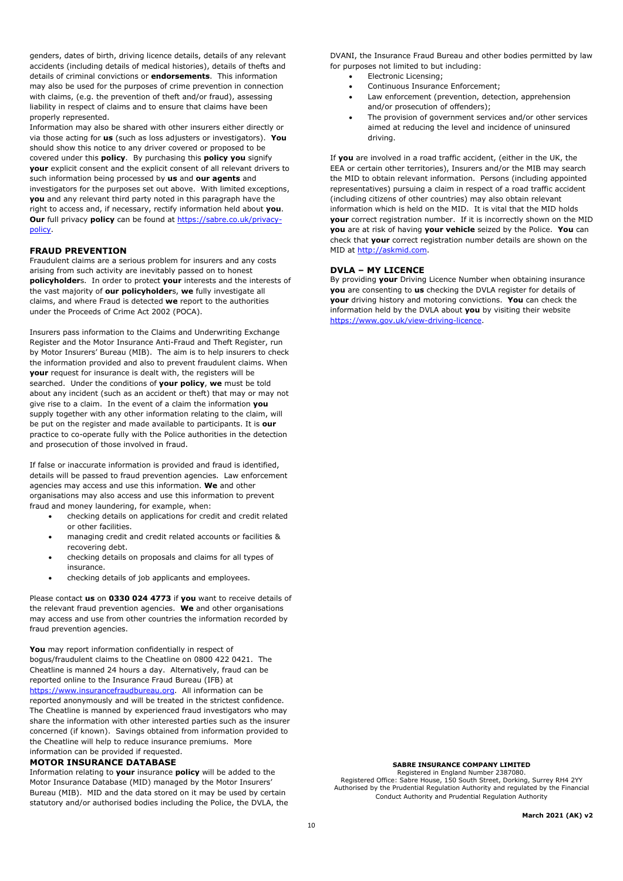genders, dates of birth, driving licence details, details of any relevant accidents (including details of medical histories), details of thefts and details of criminal convictions or **endorsements**. This information may also be used for the purposes of crime prevention in connection with claims, (e.g. the prevention of theft and/or fraud), assessing liability in respect of claims and to ensure that claims have been properly represented.

Information may also be shared with other insurers either directly or via those acting for **us** (such as loss adjusters or investigators). **You** should show this notice to any driver covered or proposed to be covered under this **policy**. By purchasing this **policy you** signify **your** explicit consent and the explicit consent of all relevant drivers to such information being processed by **us** and **our agents** and investigators for the purposes set out above. With limited exceptions, **you** and any relevant third party noted in this paragraph have the right to access and, if necessary, rectify information held about **you**. **Our** full privacy **policy** can be found at https://sabre.co.uk/privacy-policy.

## FRAUD PREVENTION

Fraudulent claims are a serious problem for insurers and any costs arising from such activity are inevitably passed on to honest **policyholder**s. In order to protect **your** interests and the interests of the vast majority of **our policyholder**s, **we** fully investigate all claims, and where Fraud is detected **we** report to the authorities under the Proceeds of Crime Act 2002 (POCA).

Insurers pass information to the Claims and Underwriting Exchange Register and the Motor Insurance Anti-Fraud and Theft Register, run by Motor Insurers' Bureau (MIB). The aim is to help insurers to check the information provided and also to prevent fraudulent claims. When **your** request for insurance is dealt with, the registers will be searched. Under the conditions of **your policy**, **we** must be told about any incident (such as an accident or theft) that may or may not give rise to a claim. In the event of a claim the information **you** supply together with any other information relating to the claim, will be put on the register and made available to participants. It is **our** practice to co-operate fully with the Police authorities in the detection and prosecution of those involved in fraud.

If false or inaccurate information is provided and fraud is identified, details will be passed to fraud prevention agencies. Law enforcement agencies may access and use this information. **We** and other organisations may also access and use this information to prevent fraud and money laundering, for example, when:

- checking details on applications for credit and credit related or other facilities.
- managing credit and credit related accounts or facilities & recovering debt.
- checking details on proposals and claims for all types of insurance.
- checking details of job applicants and employees.

Please contact **us** on **0330 024 4773** if **you** want to receive details of the relevant fraud prevention agencies. **We** and other organisations may access and use from other countries the information recorded by fraud prevention agencies.

**You** may report information confidentially in respect of bogus/fraudulent claims to the Cheatline on 0800 422 0421. The Cheatline is manned 24 hours a day. Alternatively, fraud can be reported online to the Insurance Fraud Bureau (IFB) at https://www.insurancefraudbureau.org. All information can be reported anonymously and will be treated in the strictest confidence. The Cheatline is manned by experienced fraud investigators who may share the information with other interested parties such as the insurer concerned (if known). Savings obtained from information provided to the Cheatline will help to reduce insurance premiums. More information can be provided if requested.

## MOTOR INSURANCE DATABASE

Information relating to **your** insurance **policy** will be added to the Motor Insurance Database (MID) managed by the Motor Insurers' Bureau (MIB). MID and the data stored on it may be used by certain statutory and/or authorised bodies including the Police, the DVLA, the DVANI, the Insurance Fraud Bureau and other bodies permitted by law for purposes not limited to but including:

- Electronic Licensing;
- Continuous Insurance Enforcement;
- Law enforcement (prevention, detection, apprehension and/or prosecution of offenders);
- The provision of government services and/or other services aimed at reducing the level and incidence of uninsured driving.

If **you** are involved in a road traffic accident, (either in the UK, the EEA or certain other territories), Insurers and/or the MIB may search the MID to obtain relevant information. Persons (including appointed representatives) pursuing a claim in respect of a road traffic accident (including citizens of other countries) may also obtain relevant information which is held on the MID. It is vital that the MID holds **your** correct registration number. If it is incorrectly shown on the MID **you** are at risk of having **your vehicle** seized by the Police. **You** can check that **your** correct registration number details are shown on the MID at http://askmid.com.

## DVLA – MY LICENCE

By providing **your** Driving Licence Number when obtaining insurance **you** are consenting to **us** checking the DVLA register for details of **your** driving history and motoring convictions. **You** can check the information held by the DVLA about **you** by visiting their website https://www.gov.uk/view-driving-licence.

**SABRE INSURANCE COMPANY LIMITED**
Registered in England Number 2387080.
Registered Office: Sabre House, 150 South Street, Dorking, Surrey RH4 2YY
Authorised by the Prudential Regulation Authority and regulated by the Financial Conduct Authority and Prudential Regulation Authority

**March 2021 (AK) v2**